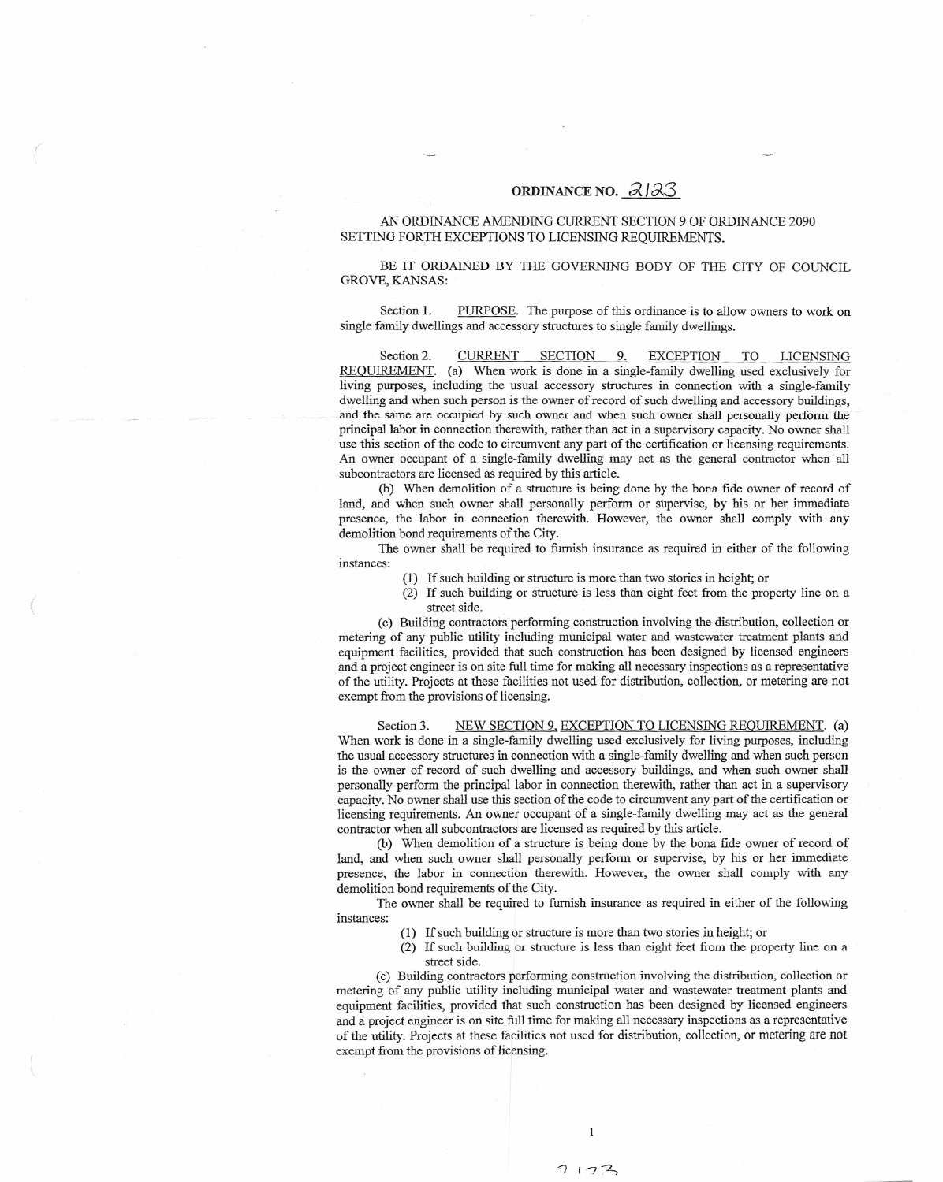# ORDINANCE NO. 2123

AN ORDINANCE AMENDING CURRENT SECTION 9 OF ORDINANCE 2090 SETTING FORTH EXCEPTIONS TO LICENSING REQUIREMENTS.

BE IT ORDAINED BY THE GOVERNING BODY OF THE CITY OF COUNCIL GROVE, KANSAS:

Section 1. PURPOSE. The purpose of this ordinance is to allow owners to work on single family dwellings and accessory structures to single family dwellings.

Section 2. CURRENT SECTION 9. EXCEPTION TO LICENSING REQUIREMENT. (a) When work is done in a single-family dwelling used exclusively for living purposes, including the usual accessory structures in connection with a single-family dwelling and when such person is the owner of record of such dwelling and accessory buildings, and the same are occupied by such owner and when such owner shall personally perform the principal labor in connection therewith, rather than act in a supervisory capacity. No owner shall use this section of the code to circumvent any part of the certification or licensing requirements. An owner occupant of a single-family dwelling may act as the general contractor when all subcontractors are licensed as required by this article.

(b) When demolition of a structure is being done by the bona fide owner of record of land, and when such owner shall personally perform or supervise, by his or her immediate presence, the labor in connection therewith. However, the owner shall comply with any demolition bond requirements of the City.

The owner shall be required to furnish insurance as required in either of the following instances:

(1) If such building or structure is more than two stories in height; or
(2) If such building or structure is less than eight feet from the property line on a street side.

(c) Building contractors performing construction involving the distribution, collection or metering of any public utility including municipal water and wastewater treatment plants and equipment facilities, provided that such construction has been designed by licensed engineers and a project engineer is on site full time for making all necessary inspections as a representative of the utility. Projects at these facilities not used for distribution, collection, or metering are not exempt from the provisions of licensing.

Section 3. NEW SECTION 9. EXCEPTION TO LICENSING REQUIREMENT. (a) When work is done in a single-family dwelling used exclusively for living purposes, including the usual accessory structures in connection with a single-family dwelling and when such person is the owner of record of such dwelling and accessory buildings, and when such owner shall personally perform the principal labor in connection therewith, rather than act in a supervisory capacity. No owner shall use this section of the code to circumvent any part of the certification or licensing requirements. An owner occupant of a single-family dwelling may act as the general contractor when all subcontractors are licensed as required by this article.

(b) When demolition of a structure is being done by the bona fide owner of record of land, and when such owner shall personally perform or supervise, by his or her immediate presence, the labor in connection therewith. However, the owner shall comply with any demolition bond requirements of the City.

The owner shall be required to furnish insurance as required in either of the following instances:

(1) If such building or structure is more than two stories in height; or
(2) If such building or structure is less than eight feet from the property line on a street side.

(c) Building contractors performing construction involving the distribution, collection or metering of any public utility including municipal water and wastewater treatment plants and equipment facilities, provided that such construction has been designed by licensed engineers and a project engineer is on site full time for making all necessary inspections as a representative of the utility. Projects at these facilities not used for distribution, collection, or metering are not exempt from the provisions of licensing.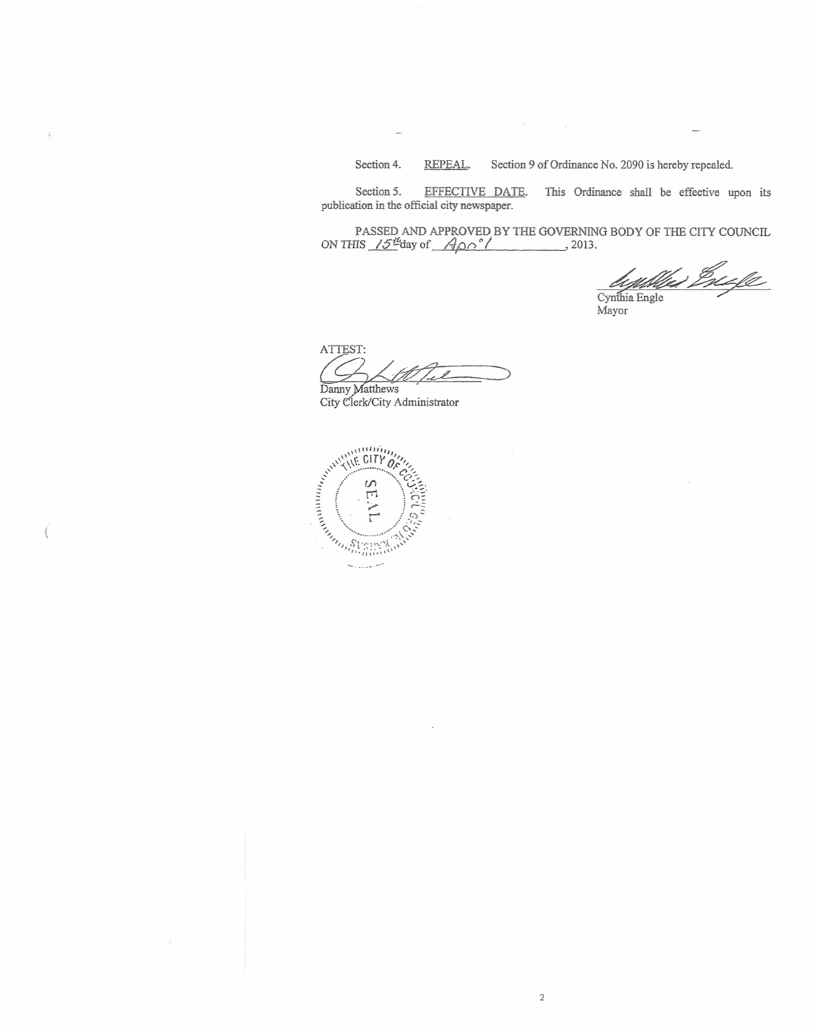Section 4. REPEAL. Section 9 of Ordinance No. 2090 is hereby repealed.

Section 5. EFFECTIVE DATE. This Ordinance shall be effective upon its publication in the official city newspaper.

PASSED AND APPROVED BY THE GOVERNING BODY OF THE CITY COUNCIL ON THIS 15th day of April, 2013.

Cynthia Engle
Mayor

ATTEST:

Danny Matthews
City Clerk/City Administrator

THE CITY OF COUNCIL GROVE KANSAS SEAL